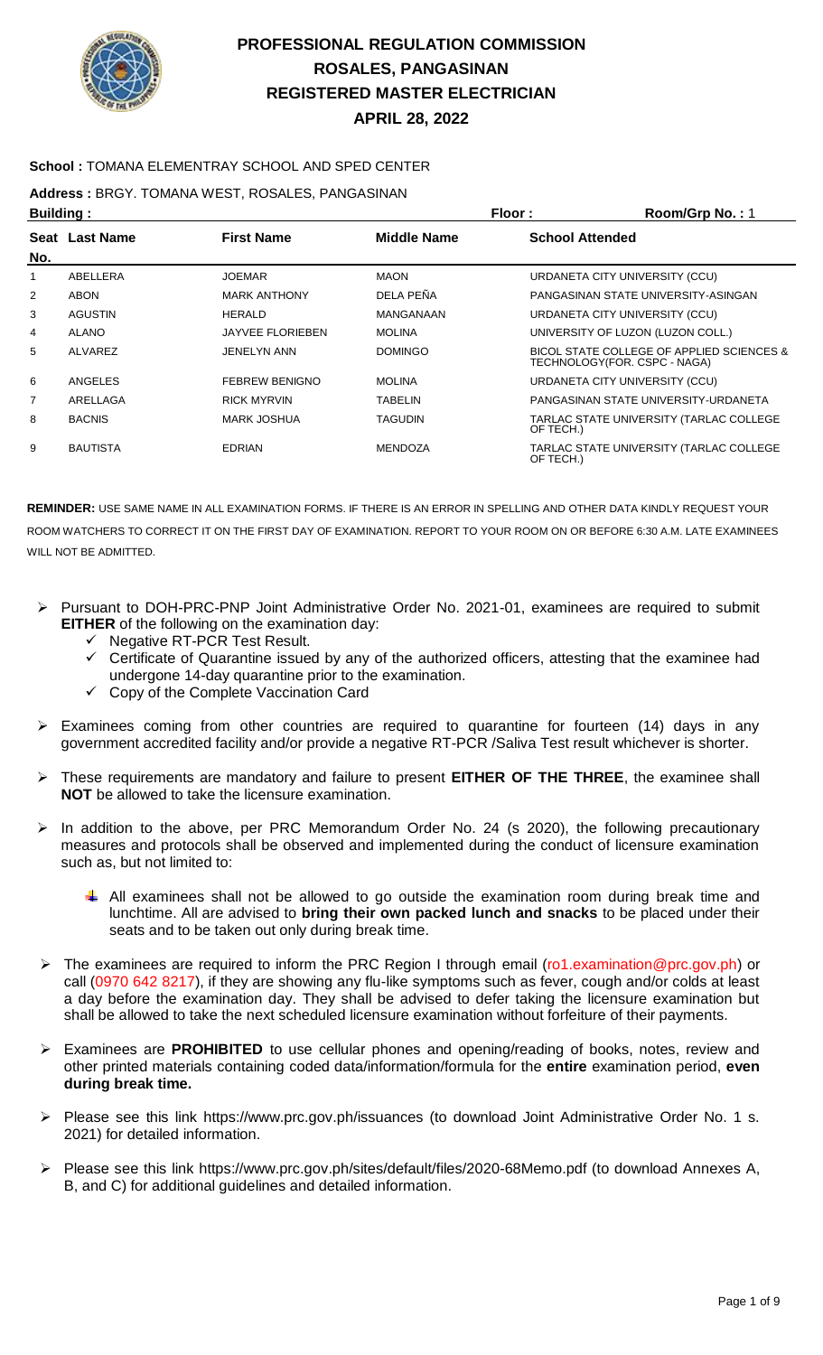# PROFESSIONAL REGULATION COMMISSION
# ROSALES, PANGASINAN
# REGISTERED MASTER ELECTRICIAN
# APRIL 28, 2022

**School :** TOMANA ELEMENTRAY SCHOOL AND SPED CENTER

**Address :** BRGY. TOMANA WEST, ROSALES, PANGASINAN

**Building :** **Floor :** **Room/Grp No. :** 1

| Seat No. | Last Name | First Name | Middle Name | School Attended |
|---|---|---|---|---|
| 1 | ABELLERA | JOEMAR | MAON | URDANETA CITY UNIVERSITY (CCU) |
| 2 | ABON | MARK ANTHONY | DELA PEÑA | PANGASINAN STATE UNIVERSITY-ASINGAN |
| 3 | AGUSTIN | HERALD | MANGANAAN | URDANETA CITY UNIVERSITY (CCU) |
| 4 | ALANO | JAYVEE FLORIEBEN | MOLINA | UNIVERSITY OF LUZON (LUZON COLL.) |
| 5 | ALVAREZ | JENELYN ANN | DOMINGO | BICOL STATE COLLEGE OF APPLIED SCIENCES & TECHNOLOGY(FOR. CSPC - NAGA) |
| 6 | ANGELES | FEBREW BENIGNO | MOLINA | URDANETA CITY UNIVERSITY (CCU) |
| 7 | ARELLAGA | RICK MYRVIN | TABELIN | PANGASINAN STATE UNIVERSITY-URDANETA |
| 8 | BACNIS | MARK JOSHUA | TAGUDIN | TARLAC STATE UNIVERSITY (TARLAC COLLEGE OF TECH.) |
| 9 | BAUTISTA | EDRIAN | MENDOZA | TARLAC STATE UNIVERSITY (TARLAC COLLEGE OF TECH.) |

**REMINDER:** USE SAME NAME IN ALL EXAMINATION FORMS. IF THERE IS AN ERROR IN SPELLING AND OTHER DATA KINDLY REQUEST YOUR ROOM WATCHERS TO CORRECT IT ON THE FIRST DAY OF EXAMINATION. REPORT TO YOUR ROOM ON OR BEFORE 6:30 A.M. LATE EXAMINEES WILL NOT BE ADMITTED.

- Pursuant to DOH-PRC-PNP Joint Administrative Order No. 2021-01, examinees are required to submit **EITHER** of the following on the examination day:
  - ✓ Negative RT-PCR Test Result.
  - ✓ Certificate of Quarantine issued by any of the authorized officers, attesting that the examinee had undergone 14-day quarantine prior to the examination.
  - ✓ Copy of the Complete Vaccination Card
- Examinees coming from other countries are required to quarantine for fourteen (14) days in any government accredited facility and/or provide a negative RT-PCR /Saliva Test result whichever is shorter.
- These requirements are mandatory and failure to present **EITHER OF THE THREE**, the examinee shall **NOT** be allowed to take the licensure examination.
- In addition to the above, per PRC Memorandum Order No. 24 (s 2020), the following precautionary measures and protocols shall be observed and implemented during the conduct of licensure examination such as, but not limited to:
  - All examinees shall not be allowed to go outside the examination room during break time and lunchtime. All are advised to **bring their own packed lunch and snacks** to be placed under their seats and to be taken out only during break time.
- The examinees are required to inform the PRC Region I through email (ro1.examination@prc.gov.ph) or call (0970 642 8217), if they are showing any flu-like symptoms such as fever, cough and/or colds at least a day before the examination day. They shall be advised to defer taking the licensure examination but shall be allowed to take the next scheduled licensure examination without forfeiture of their payments.
- Examinees are **PROHIBITED** to use cellular phones and opening/reading of books, notes, review and other printed materials containing coded data/information/formula for the **entire** examination period, **even during break time.**
- Please see this link https://www.prc.gov.ph/issuances (to download Joint Administrative Order No. 1 s. 2021) for detailed information.
- Please see this link https://www.prc.gov.ph/sites/default/files/2020-68Memo.pdf (to download Annexes A, B, and C) for additional guidelines and detailed information.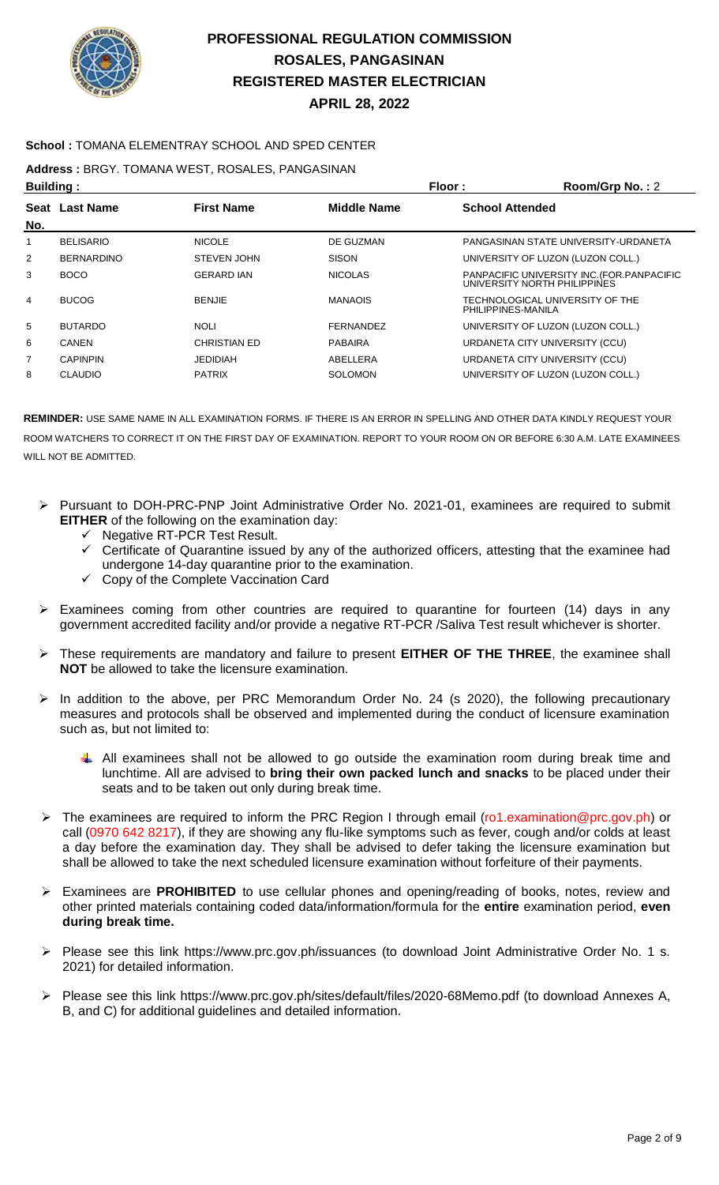# PROFESSIONAL REGULATION COMMISSION
## ROSALES, PANGASINAN
## REGISTERED MASTER ELECTRICIAN
## APRIL 28, 2022

**School :** TOMANA ELEMENTRAY SCHOOL AND SPED CENTER

**Address :** BRGY. TOMANA WEST, ROSALES, PANGASINAN

**Building :** **Floor :** **Room/Grp No. :** 2

| Seat No. | Last Name | First Name | Middle Name | School Attended |
|---|---|---|---|---|
| 1 | BELISARIO | NICOLE | DE GUZMAN | PANGASINAN STATE UNIVERSITY-URDANETA |
| 2 | BERNARDINO | STEVEN JOHN | SISON | UNIVERSITY OF LUZON (LUZON COLL.) |
| 3 | BOCO | GERARD IAN | NICOLAS | PANPACIFIC UNIVERSITY INC.(FOR.PANPACIFIC UNIVERSITY NORTH PHILIPPINES |
| 4 | BUCOG | BENJIE | MANAOIS | TECHNOLOGICAL UNIVERSITY OF THE PHILIPPINES-MANILA |
| 5 | BUTARDO | NOLI | FERNANDEZ | UNIVERSITY OF LUZON (LUZON COLL.) |
| 6 | CANEN | CHRISTIAN ED | PABAIRA | URDANETA CITY UNIVERSITY (CCU) |
| 7 | CAPINPIN | JEDIDIAH | ABELLERA | URDANETA CITY UNIVERSITY (CCU) |
| 8 | CLAUDIO | PATRIX | SOLOMON | UNIVERSITY OF LUZON (LUZON COLL.) |

**REMINDER:** USE SAME NAME IN ALL EXAMINATION FORMS. IF THERE IS AN ERROR IN SPELLING AND OTHER DATA KINDLY REQUEST YOUR ROOM WATCHERS TO CORRECT IT ON THE FIRST DAY OF EXAMINATION. REPORT TO YOUR ROOM ON OR BEFORE 6:30 A.M. LATE EXAMINEES WILL NOT BE ADMITTED.

- Pursuant to DOH-PRC-PNP Joint Administrative Order No. 2021-01, examinees are required to submit **EITHER** of the following on the examination day:
  - ✓ Negative RT-PCR Test Result.
  - ✓ Certificate of Quarantine issued by any of the authorized officers, attesting that the examinee had undergone 14-day quarantine prior to the examination.
  - ✓ Copy of the Complete Vaccination Card
- Examinees coming from other countries are required to quarantine for fourteen (14) days in any government accredited facility and/or provide a negative RT-PCR /Saliva Test result whichever is shorter.
- These requirements are mandatory and failure to present **EITHER OF THE THREE**, the examinee shall **NOT** be allowed to take the licensure examination.
- In addition to the above, per PRC Memorandum Order No. 24 (s 2020), the following precautionary measures and protocols shall be observed and implemented during the conduct of licensure examination such as, but not limited to:
  - All examinees shall not be allowed to go outside the examination room during break time and lunchtime. All are advised to **bring their own packed lunch and snacks** to be placed under their seats and to be taken out only during break time.
- The examinees are required to inform the PRC Region I through email (ro1.examination@prc.gov.ph) or call (0970 642 8217), if they are showing any flu-like symptoms such as fever, cough and/or colds at least a day before the examination day. They shall be advised to defer taking the licensure examination but shall be allowed to take the next scheduled licensure examination without forfeiture of their payments.
- Examinees are **PROHIBITED** to use cellular phones and opening/reading of books, notes, review and other printed materials containing coded data/information/formula for the **entire** examination period, **even during break time.**
- Please see this link https://www.prc.gov.ph/issuances (to download Joint Administrative Order No. 1 s. 2021) for detailed information.
- Please see this link https://www.prc.gov.ph/sites/default/files/2020-68Memo.pdf (to download Annexes A, B, and C) for additional guidelines and detailed information.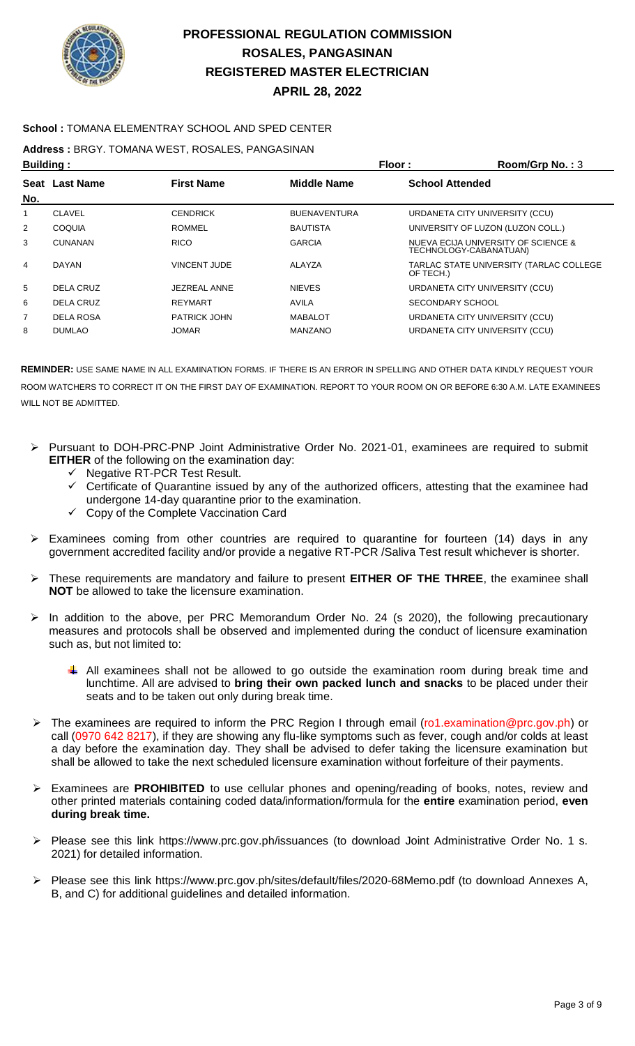# PROFESSIONAL REGULATION COMMISSION
## ROSALES, PANGASINAN
## REGISTERED MASTER ELECTRICIAN
## APRIL 28, 2022

**School :** TOMANA ELEMENTRAY SCHOOL AND SPED CENTER

**Address :** BRGY. TOMANA WEST, ROSALES, PANGASINAN

**Building :** **Floor :** **Room/Grp No. :** 3

| Seat No. | Last Name | First Name | Middle Name | School Attended |
|---|---|---|---|---|
| 1 | CLAVEL | CENDRICK | BUENAVENTURA | URDANETA CITY UNIVERSITY (CCU) |
| 2 | COQUIA | ROMMEL | BAUTISTA | UNIVERSITY OF LUZON (LUZON COLL.) |
| 3 | CUNANAN | RICO | GARCIA | NUEVA ECIJA UNIVERSITY OF SCIENCE & TECHNOLOGY-CABANATUAN) |
| 4 | DAYAN | VINCENT JUDE | ALAYZA | TARLAC STATE UNIVERSITY (TARLAC COLLEGE OF TECH.) |
| 5 | DELA CRUZ | JEZREAL ANNE | NIEVES | URDANETA CITY UNIVERSITY (CCU) |
| 6 | DELA CRUZ | REYMART | AVILA | SECONDARY SCHOOL |
| 7 | DELA ROSA | PATRICK JOHN | MABALOT | URDANETA CITY UNIVERSITY (CCU) |
| 8 | DUMLAO | JOMAR | MANZANO | URDANETA CITY UNIVERSITY (CCU) |

**REMINDER:** USE SAME NAME IN ALL EXAMINATION FORMS. IF THERE IS AN ERROR IN SPELLING AND OTHER DATA KINDLY REQUEST YOUR ROOM WATCHERS TO CORRECT IT ON THE FIRST DAY OF EXAMINATION. REPORT TO YOUR ROOM ON OR BEFORE 6:30 A.M. LATE EXAMINEES WILL NOT BE ADMITTED.

- Pursuant to DOH-PRC-PNP Joint Administrative Order No. 2021-01, examinees are required to submit **EITHER** of the following on the examination day:
  - Negative RT-PCR Test Result.
  - Certificate of Quarantine issued by any of the authorized officers, attesting that the examinee had undergone 14-day quarantine prior to the examination.
  - Copy of the Complete Vaccination Card
- Examinees coming from other countries are required to quarantine for fourteen (14) days in any government accredited facility and/or provide a negative RT-PCR /Saliva Test result whichever is shorter.
- These requirements are mandatory and failure to present **EITHER OF THE THREE**, the examinee shall **NOT** be allowed to take the licensure examination.
- In addition to the above, per PRC Memorandum Order No. 24 (s 2020), the following precautionary measures and protocols shall be observed and implemented during the conduct of licensure examination such as, but not limited to:
  - All examinees shall not be allowed to go outside the examination room during break time and lunchtime. All are advised to **bring their own packed lunch and snacks** to be placed under their seats and to be taken out only during break time.
- The examinees are required to inform the PRC Region I through email (ro1.examination@prc.gov.ph) or call (0970 642 8217), if they are showing any flu-like symptoms such as fever, cough and/or colds at least a day before the examination day. They shall be advised to defer taking the licensure examination but shall be allowed to take the next scheduled licensure examination without forfeiture of their payments.
- Examinees are **PROHIBITED** to use cellular phones and opening/reading of books, notes, review and other printed materials containing coded data/information/formula for the **entire** examination period, **even during break time.**
- Please see this link https://www.prc.gov.ph/issuances (to download Joint Administrative Order No. 1 s. 2021) for detailed information.
- Please see this link https://www.prc.gov.ph/sites/default/files/2020-68Memo.pdf (to download Annexes A, B, and C) for additional guidelines and detailed information.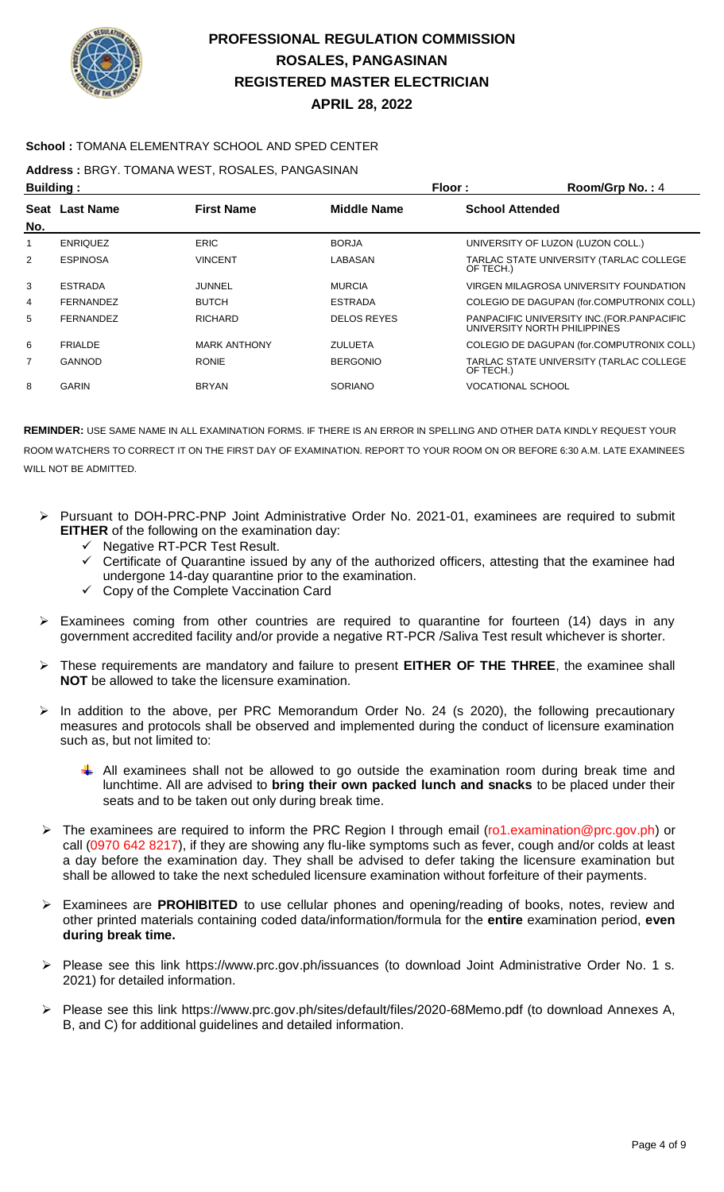# PROFESSIONAL REGULATION COMMISSION
## ROSALES, PANGASINAN
## REGISTERED MASTER ELECTRICIAN
## APRIL 28, 2022

**School :** TOMANA ELEMENTRAY SCHOOL AND SPED CENTER

**Address :** BRGY. TOMANA WEST, ROSALES, PANGASINAN

**Building :** **Floor :** **Room/Grp No. :** 4

| Seat No. | Last Name | First Name | Middle Name | School Attended |
|---|---|---|---|---|
| 1 | ENRIQUEZ | ERIC | BORJA | UNIVERSITY OF LUZON (LUZON COLL.) |
| 2 | ESPINOSA | VINCENT | LABASAN | TARLAC STATE UNIVERSITY (TARLAC COLLEGE OF TECH.) |
| 3 | ESTRADA | JUNNEL | MURCIA | VIRGEN MILAGROSA UNIVERSITY FOUNDATION |
| 4 | FERNANDEZ | BUTCH | ESTRADA | COLEGIO DE DAGUPAN (for.COMPUTRONIX COLL) |
| 5 | FERNANDEZ | RICHARD | DELOS REYES | PANPACIFIC UNIVERSITY INC.(FOR.PANPACIFIC UNIVERSITY NORTH PHILIPPINES |
| 6 | FRIALDE | MARK ANTHONY | ZULUETA | COLEGIO DE DAGUPAN (for.COMPUTRONIX COLL) |
| 7 | GANNOD | RONIE | BERGONIO | TARLAC STATE UNIVERSITY (TARLAC COLLEGE OF TECH.) |
| 8 | GARIN | BRYAN | SORIANO | VOCATIONAL SCHOOL |

**REMINDER:** USE SAME NAME IN ALL EXAMINATION FORMS. IF THERE IS AN ERROR IN SPELLING AND OTHER DATA KINDLY REQUEST YOUR ROOM WATCHERS TO CORRECT IT ON THE FIRST DAY OF EXAMINATION. REPORT TO YOUR ROOM ON OR BEFORE 6:30 A.M. LATE EXAMINEES WILL NOT BE ADMITTED.

- Pursuant to DOH-PRC-PNP Joint Administrative Order No. 2021-01, examinees are required to submit **EITHER** of the following on the examination day:
  - ✓ Negative RT-PCR Test Result.
  - ✓ Certificate of Quarantine issued by any of the authorized officers, attesting that the examinee had undergone 14-day quarantine prior to the examination.
  - ✓ Copy of the Complete Vaccination Card
- Examinees coming from other countries are required to quarantine for fourteen (14) days in any government accredited facility and/or provide a negative RT-PCR /Saliva Test result whichever is shorter.
- These requirements are mandatory and failure to present **EITHER OF THE THREE**, the examinee shall **NOT** be allowed to take the licensure examination.
- In addition to the above, per PRC Memorandum Order No. 24 (s 2020), the following precautionary measures and protocols shall be observed and implemented during the conduct of licensure examination such as, but not limited to:
  - All examinees shall not be allowed to go outside the examination room during break time and lunchtime. All are advised to **bring their own packed lunch and snacks** to be placed under their seats and to be taken out only during break time.
- The examinees are required to inform the PRC Region I through email (ro1.examination@prc.gov.ph) or call (0970 642 8217), if they are showing any flu-like symptoms such as fever, cough and/or colds at least a day before the examination day. They shall be advised to defer taking the licensure examination but shall be allowed to take the next scheduled licensure examination without forfeiture of their payments.
- Examinees are **PROHIBITED** to use cellular phones and opening/reading of books, notes, review and other printed materials containing coded data/information/formula for the **entire** examination period, **even during break time.**
- Please see this link https://www.prc.gov.ph/issuances (to download Joint Administrative Order No. 1 s. 2021) for detailed information.
- Please see this link https://www.prc.gov.ph/sites/default/files/2020-68Memo.pdf (to download Annexes A, B, and C) for additional guidelines and detailed information.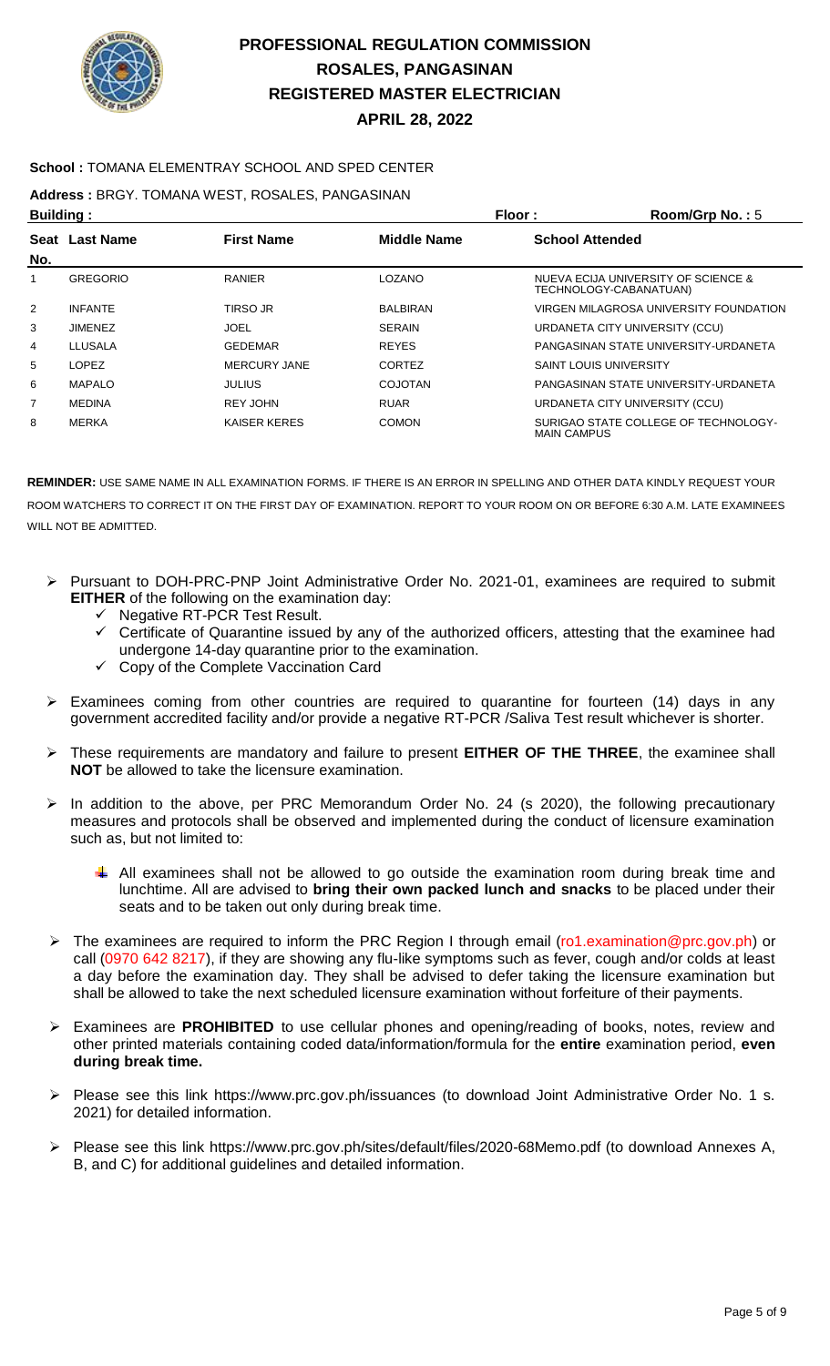# PROFESSIONAL REGULATION COMMISSION
# ROSALES, PANGASINAN
# REGISTERED MASTER ELECTRICIAN
# APRIL 28, 2022

**School :** TOMANA ELEMENTRAY SCHOOL AND SPED CENTER

**Address :** BRGY. TOMANA WEST, ROSALES, PANGASINAN

**Building :** **Floor :** **Room/Grp No. :** 5

| Seat No. | Last Name | First Name | Middle Name | School Attended |
|---|---|---|---|---|
| 1 | GREGORIO | RANIER | LOZANO | NUEVA ECIJA UNIVERSITY OF SCIENCE & TECHNOLOGY-CABANATUAN) |
| 2 | INFANTE | TIRSO JR | BALBIRAN | VIRGEN MILAGROSA UNIVERSITY FOUNDATION |
| 3 | JIMENEZ | JOEL | SERAIN | URDANETA CITY UNIVERSITY (CCU) |
| 4 | LLUSALA | GEDEMAR | REYES | PANGASINAN STATE UNIVERSITY-URDANETA |
| 5 | LOPEZ | MERCURY JANE | CORTEZ | SAINT LOUIS UNIVERSITY |
| 6 | MAPALO | JULIUS | COJOTAN | PANGASINAN STATE UNIVERSITY-URDANETA |
| 7 | MEDINA | REY JOHN | RUAR | URDANETA CITY UNIVERSITY (CCU) |
| 8 | MERKA | KAISER KERES | COMON | SURIGAO STATE COLLEGE OF TECHNOLOGY-MAIN CAMPUS |

**REMINDER:** USE SAME NAME IN ALL EXAMINATION FORMS. IF THERE IS AN ERROR IN SPELLING AND OTHER DATA KINDLY REQUEST YOUR ROOM WATCHERS TO CORRECT IT ON THE FIRST DAY OF EXAMINATION. REPORT TO YOUR ROOM ON OR BEFORE 6:30 A.M. LATE EXAMINEES WILL NOT BE ADMITTED.

- Pursuant to DOH-PRC-PNP Joint Administrative Order No. 2021-01, examinees are required to submit **EITHER** of the following on the examination day:
  - ✓ Negative RT-PCR Test Result.
  - ✓ Certificate of Quarantine issued by any of the authorized officers, attesting that the examinee had undergone 14-day quarantine prior to the examination.
  - ✓ Copy of the Complete Vaccination Card
- Examinees coming from other countries are required to quarantine for fourteen (14) days in any government accredited facility and/or provide a negative RT-PCR /Saliva Test result whichever is shorter.
- These requirements are mandatory and failure to present **EITHER OF THE THREE**, the examinee shall **NOT** be allowed to take the licensure examination.
- In addition to the above, per PRC Memorandum Order No. 24 (s 2020), the following precautionary measures and protocols shall be observed and implemented during the conduct of licensure examination such as, but not limited to:
  - All examinees shall not be allowed to go outside the examination room during break time and lunchtime. All are advised to **bring their own packed lunch and snacks** to be placed under their seats and to be taken out only during break time.
- The examinees are required to inform the PRC Region I through email (ro1.examination@prc.gov.ph) or call (0970 642 8217), if they are showing any flu-like symptoms such as fever, cough and/or colds at least a day before the examination day. They shall be advised to defer taking the licensure examination but shall be allowed to take the next scheduled licensure examination without forfeiture of their payments.
- Examinees are **PROHIBITED** to use cellular phones and opening/reading of books, notes, review and other printed materials containing coded data/information/formula for the **entire** examination period, **even during break time.**
- Please see this link https://www.prc.gov.ph/issuances (to download Joint Administrative Order No. 1 s. 2021) for detailed information.
- Please see this link https://www.prc.gov.ph/sites/default/files/2020-68Memo.pdf (to download Annexes A, B, and C) for additional guidelines and detailed information.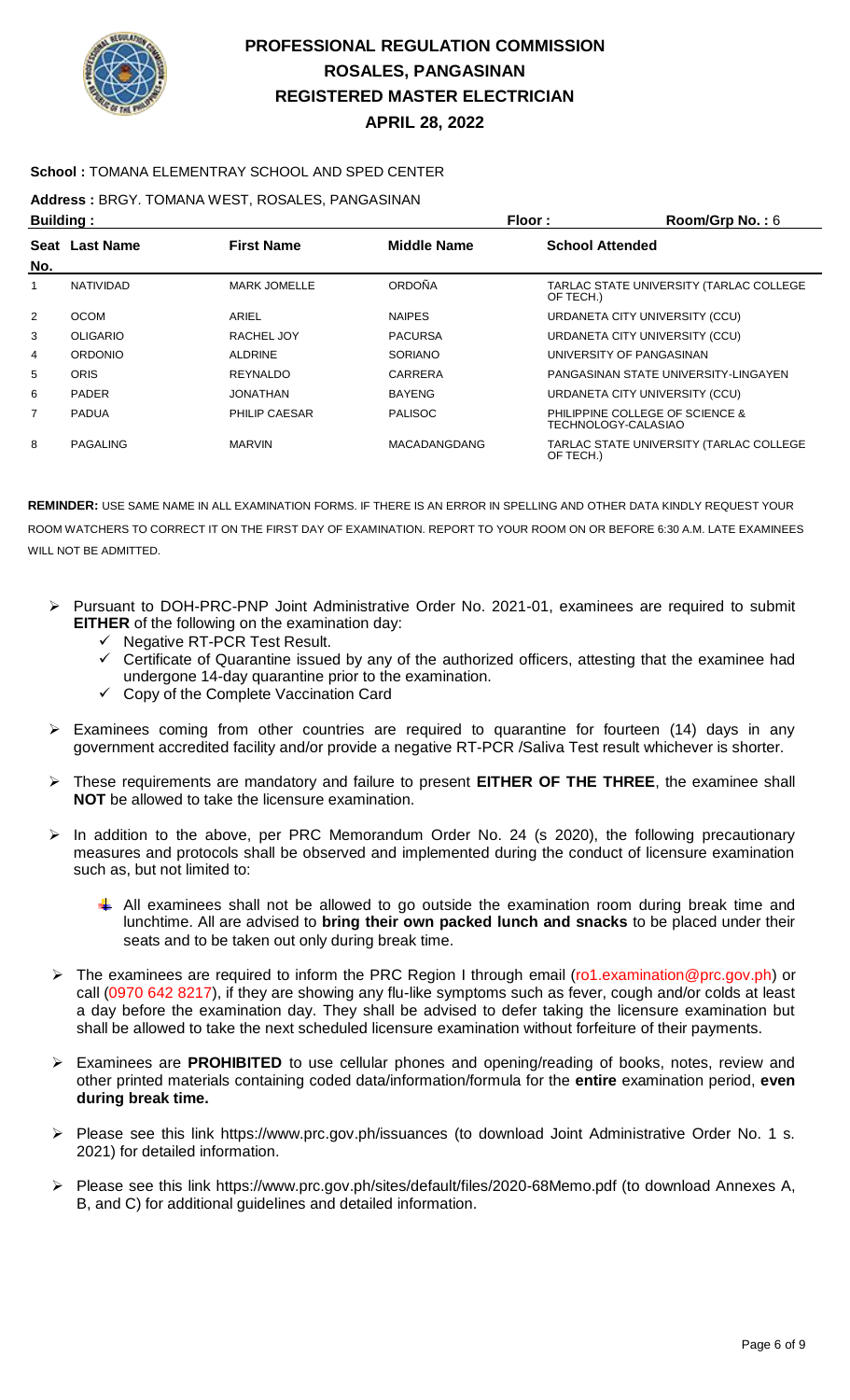# PROFESSIONAL REGULATION COMMISSION
## ROSALES, PANGASINAN
## REGISTERED MASTER ELECTRICIAN
## APRIL 28, 2022

**School :** TOMANA ELEMENTRAY SCHOOL AND SPED CENTER

**Address :** BRGY. TOMANA WEST, ROSALES, PANGASINAN

**Building :** **Floor :** **Room/Grp No. :** 6

| Seat No. | Last Name | First Name | Middle Name | School Attended |
|---|---|---|---|---|
| 1 | NATIVIDAD | MARK JOMELLE | ORDOÑA | TARLAC STATE UNIVERSITY (TARLAC COLLEGE OF TECH.) |
| 2 | OCOM | ARIEL | NAIPES | URDANETA CITY UNIVERSITY (CCU) |
| 3 | OLIGARIO | RACHEL JOY | PACURSA | URDANETA CITY UNIVERSITY (CCU) |
| 4 | ORDONIO | ALDRINE | SORIANO | UNIVERSITY OF PANGASINAN |
| 5 | ORIS | REYNALDO | CARRERA | PANGASINAN STATE UNIVERSITY-LINGAYEN |
| 6 | PADER | JONATHAN | BAYENG | URDANETA CITY UNIVERSITY (CCU) |
| 7 | PADUA | PHILIP CAESAR | PALISOC | PHILIPPINE COLLEGE OF SCIENCE & TECHNOLOGY-CALASIAO |
| 8 | PAGALING | MARVIN | MACADANGDANG | TARLAC STATE UNIVERSITY (TARLAC COLLEGE OF TECH.) |

**REMINDER:** USE SAME NAME IN ALL EXAMINATION FORMS. IF THERE IS AN ERROR IN SPELLING AND OTHER DATA KINDLY REQUEST YOUR ROOM WATCHERS TO CORRECT IT ON THE FIRST DAY OF EXAMINATION. REPORT TO YOUR ROOM ON OR BEFORE 6:30 A.M. LATE EXAMINEES WILL NOT BE ADMITTED.

- Pursuant to DOH-PRC-PNP Joint Administrative Order No. 2021-01, examinees are required to submit **EITHER** of the following on the examination day:
  - ✓ Negative RT-PCR Test Result.
  - ✓ Certificate of Quarantine issued by any of the authorized officers, attesting that the examinee had undergone 14-day quarantine prior to the examination.
  - ✓ Copy of the Complete Vaccination Card
- Examinees coming from other countries are required to quarantine for fourteen (14) days in any government accredited facility and/or provide a negative RT-PCR /Saliva Test result whichever is shorter.
- These requirements are mandatory and failure to present **EITHER OF THE THREE**, the examinee shall **NOT** be allowed to take the licensure examination.
- In addition to the above, per PRC Memorandum Order No. 24 (s 2020), the following precautionary measures and protocols shall be observed and implemented during the conduct of licensure examination such as, but not limited to:
  - All examinees shall not be allowed to go outside the examination room during break time and lunchtime. All are advised to **bring their own packed lunch and snacks** to be placed under their seats and to be taken out only during break time.
- The examinees are required to inform the PRC Region I through email (ro1.examination@prc.gov.ph) or call (0970 642 8217), if they are showing any flu-like symptoms such as fever, cough and/or colds at least a day before the examination day. They shall be advised to defer taking the licensure examination but shall be allowed to take the next scheduled licensure examination without forfeiture of their payments.
- Examinees are **PROHIBITED** to use cellular phones and opening/reading of books, notes, review and other printed materials containing coded data/information/formula for the **entire** examination period, **even during break time.**
- Please see this link https://www.prc.gov.ph/issuances (to download Joint Administrative Order No. 1 s. 2021) for detailed information.
- Please see this link https://www.prc.gov.ph/sites/default/files/2020-68Memo.pdf (to download Annexes A, B, and C) for additional guidelines and detailed information.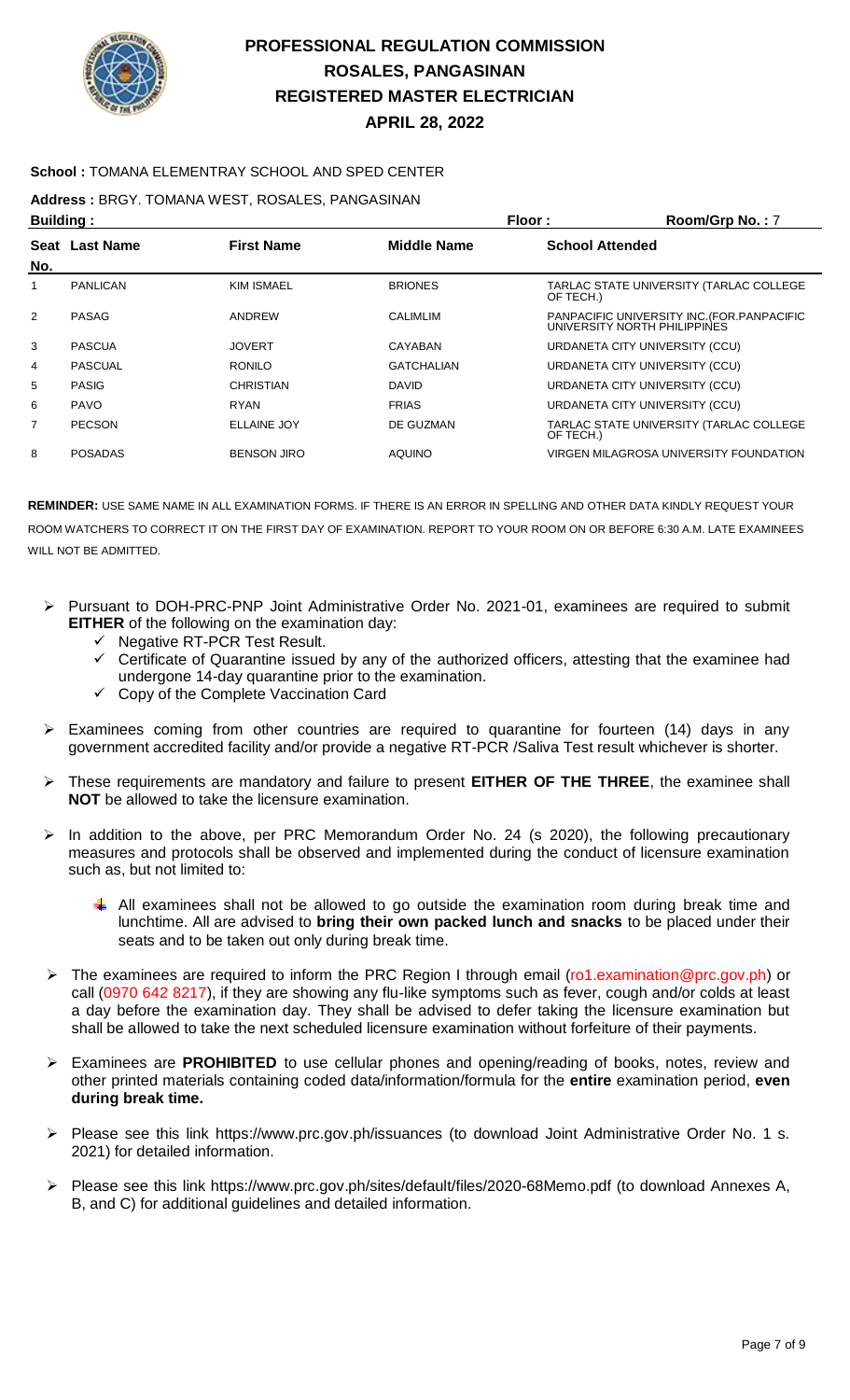# PROFESSIONAL REGULATION COMMISSION
## ROSALES, PANGASINAN
## REGISTERED MASTER ELECTRICIAN
## APRIL 28, 2022

**School :** TOMANA ELEMENTRAY SCHOOL AND SPED CENTER

**Address :** BRGY. TOMANA WEST, ROSALES, PANGASINAN

**Building :** **Floor :** **Room/Grp No. :** 7

| Seat No. | Last Name | First Name | Middle Name | School Attended |
|---|---|---|---|---|
| 1 | PANLICAN | KIM ISMAEL | BRIONES | TARLAC STATE UNIVERSITY (TARLAC COLLEGE OF TECH.) |
| 2 | PASAG | ANDREW | CALIMLIM | PANPACIFIC UNIVERSITY INC.(FOR.PANPACIFIC UNIVERSITY NORTH PHILIPPINES |
| 3 | PASCUA | JOVERT | CAYABAN | URDANETA CITY UNIVERSITY (CCU) |
| 4 | PASCUAL | RONILO | GATCHALIAN | URDANETA CITY UNIVERSITY (CCU) |
| 5 | PASIG | CHRISTIAN | DAVID | URDANETA CITY UNIVERSITY (CCU) |
| 6 | PAVO | RYAN | FRIAS | URDANETA CITY UNIVERSITY (CCU) |
| 7 | PECSON | ELLAINE JOY | DE GUZMAN | TARLAC STATE UNIVERSITY (TARLAC COLLEGE OF TECH.) |
| 8 | POSADAS | BENSON JIRO | AQUINO | VIRGEN MILAGROSA UNIVERSITY FOUNDATION |

**REMINDER:** USE SAME NAME IN ALL EXAMINATION FORMS. IF THERE IS AN ERROR IN SPELLING AND OTHER DATA KINDLY REQUEST YOUR ROOM WATCHERS TO CORRECT IT ON THE FIRST DAY OF EXAMINATION. REPORT TO YOUR ROOM ON OR BEFORE 6:30 A.M. LATE EXAMINEES WILL NOT BE ADMITTED.

- Pursuant to DOH-PRC-PNP Joint Administrative Order No. 2021-01, examinees are required to submit **EITHER** of the following on the examination day:
  - ✓ Negative RT-PCR Test Result.
  - ✓ Certificate of Quarantine issued by any of the authorized officers, attesting that the examinee had undergone 14-day quarantine prior to the examination.
  - ✓ Copy of the Complete Vaccination Card
- Examinees coming from other countries are required to quarantine for fourteen (14) days in any government accredited facility and/or provide a negative RT-PCR /Saliva Test result whichever is shorter.
- These requirements are mandatory and failure to present **EITHER OF THE THREE**, the examinee shall **NOT** be allowed to take the licensure examination.
- In addition to the above, per PRC Memorandum Order No. 24 (s 2020), the following precautionary measures and protocols shall be observed and implemented during the conduct of licensure examination such as, but not limited to:
  - All examinees shall not be allowed to go outside the examination room during break time and lunchtime. All are advised to **bring their own packed lunch and snacks** to be placed under their seats and to be taken out only during break time.
- The examinees are required to inform the PRC Region I through email (ro1.examination@prc.gov.ph) or call (0970 642 8217), if they are showing any flu-like symptoms such as fever, cough and/or colds at least a day before the examination day. They shall be advised to defer taking the licensure examination but shall be allowed to take the next scheduled licensure examination without forfeiture of their payments.
- Examinees are **PROHIBITED** to use cellular phones and opening/reading of books, notes, review and other printed materials containing coded data/information/formula for the **entire** examination period, **even during break time.**
- Please see this link https://www.prc.gov.ph/issuances (to download Joint Administrative Order No. 1 s. 2021) for detailed information.
- Please see this link https://www.prc.gov.ph/sites/default/files/2020-68Memo.pdf (to download Annexes A, B, and C) for additional guidelines and detailed information.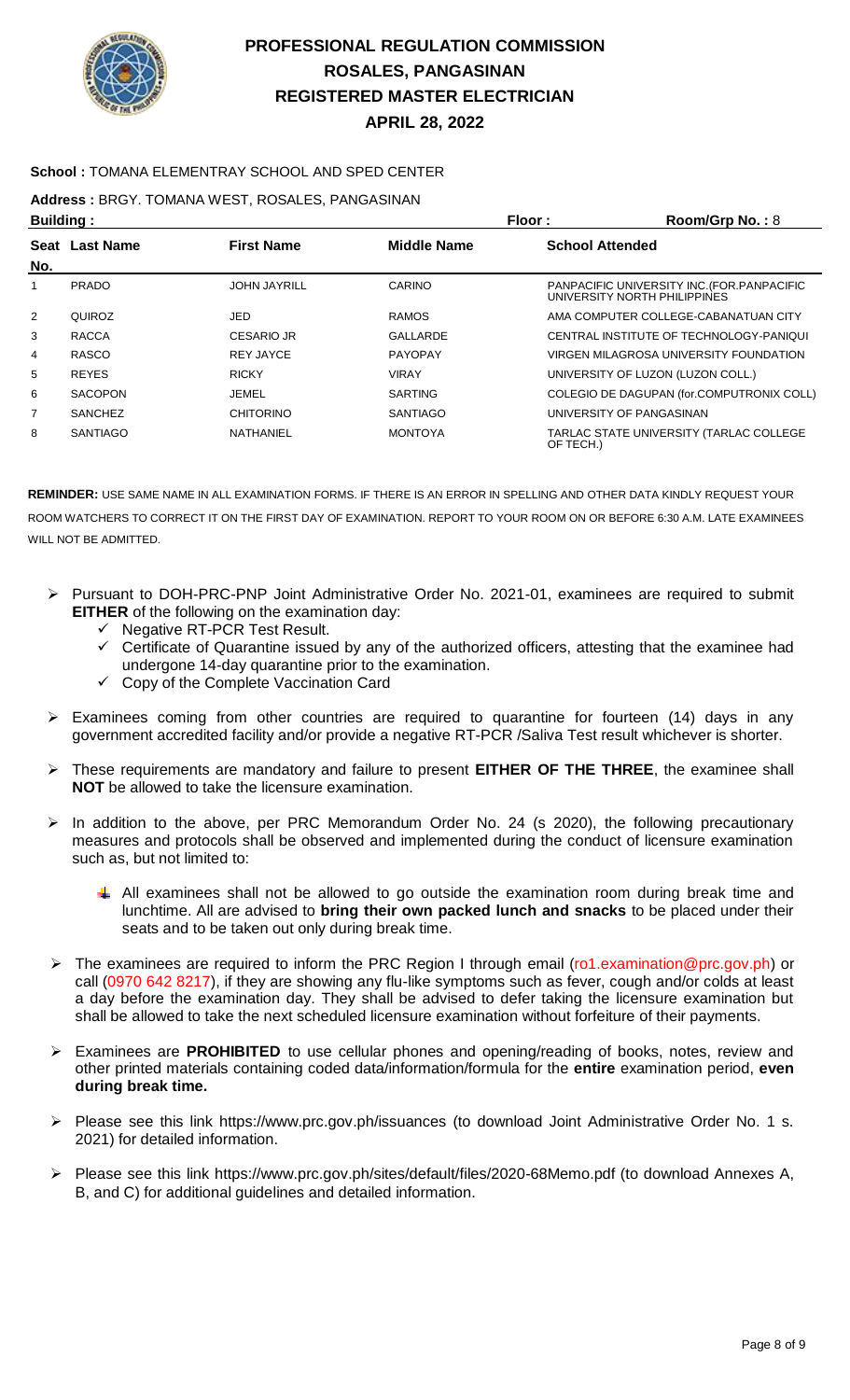# PROFESSIONAL REGULATION COMMISSION
## ROSALES, PANGASINAN
## REGISTERED MASTER ELECTRICIAN
## APRIL 28, 2022

**School :** TOMANA ELEMENTRAY SCHOOL AND SPED CENTER

**Address :** BRGY. TOMANA WEST, ROSALES, PANGASINAN

**Building :** **Floor :** **Room/Grp No. :** 8

| Seat No. | Last Name | First Name | Middle Name | School Attended |
|---|---|---|---|---|
| 1 | PRADO | JOHN JAYRILL | CARINO | PANPACIFIC UNIVERSITY INC.(FOR.PANPACIFIC UNIVERSITY NORTH PHILIPPINES |
| 2 | QUIROZ | JED | RAMOS | AMA COMPUTER COLLEGE-CABANATUAN CITY |
| 3 | RACCA | CESARIO JR | GALLARDE | CENTRAL INSTITUTE OF TECHNOLOGY-PANIQUI |
| 4 | RASCO | REY JAYCE | PAYOPAY | VIRGEN MILAGROSA UNIVERSITY FOUNDATION |
| 5 | REYES | RICKY | VIRAY | UNIVERSITY OF LUZON (LUZON COLL.) |
| 6 | SACOPON | JEMEL | SARTING | COLEGIO DE DAGUPAN (for.COMPUTRONIX COLL) |
| 7 | SANCHEZ | CHITORINO | SANTIAGO | UNIVERSITY OF PANGASINAN |
| 8 | SANTIAGO | NATHANIEL | MONTOYA | TARLAC STATE UNIVERSITY (TARLAC COLLEGE OF TECH.) |

**REMINDER:** USE SAME NAME IN ALL EXAMINATION FORMS. IF THERE IS AN ERROR IN SPELLING AND OTHER DATA KINDLY REQUEST YOUR ROOM WATCHERS TO CORRECT IT ON THE FIRST DAY OF EXAMINATION. REPORT TO YOUR ROOM ON OR BEFORE 6:30 A.M. LATE EXAMINEES WILL NOT BE ADMITTED.

- Pursuant to DOH-PRC-PNP Joint Administrative Order No. 2021-01, examinees are required to submit **EITHER** of the following on the examination day:
  - ✓ Negative RT-PCR Test Result.
  - ✓ Certificate of Quarantine issued by any of the authorized officers, attesting that the examinee had undergone 14-day quarantine prior to the examination.
  - ✓ Copy of the Complete Vaccination Card
- Examinees coming from other countries are required to quarantine for fourteen (14) days in any government accredited facility and/or provide a negative RT-PCR /Saliva Test result whichever is shorter.
- These requirements are mandatory and failure to present **EITHER OF THE THREE**, the examinee shall **NOT** be allowed to take the licensure examination.
- In addition to the above, per PRC Memorandum Order No. 24 (s 2020), the following precautionary measures and protocols shall be observed and implemented during the conduct of licensure examination such as, but not limited to:
  - All examinees shall not be allowed to go outside the examination room during break time and lunchtime. All are advised to **bring their own packed lunch and snacks** to be placed under their seats and to be taken out only during break time.
- The examinees are required to inform the PRC Region I through email (ro1.examination@prc.gov.ph) or call (0970 642 8217), if they are showing any flu-like symptoms such as fever, cough and/or colds at least a day before the examination day. They shall be advised to defer taking the licensure examination but shall be allowed to take the next scheduled licensure examination without forfeiture of their payments.
- Examinees are **PROHIBITED** to use cellular phones and opening/reading of books, notes, review and other printed materials containing coded data/information/formula for the **entire** examination period, **even during break time.**
- Please see this link https://www.prc.gov.ph/issuances (to download Joint Administrative Order No. 1 s. 2021) for detailed information.
- Please see this link https://www.prc.gov.ph/sites/default/files/2020-68Memo.pdf (to download Annexes A, B, and C) for additional guidelines and detailed information.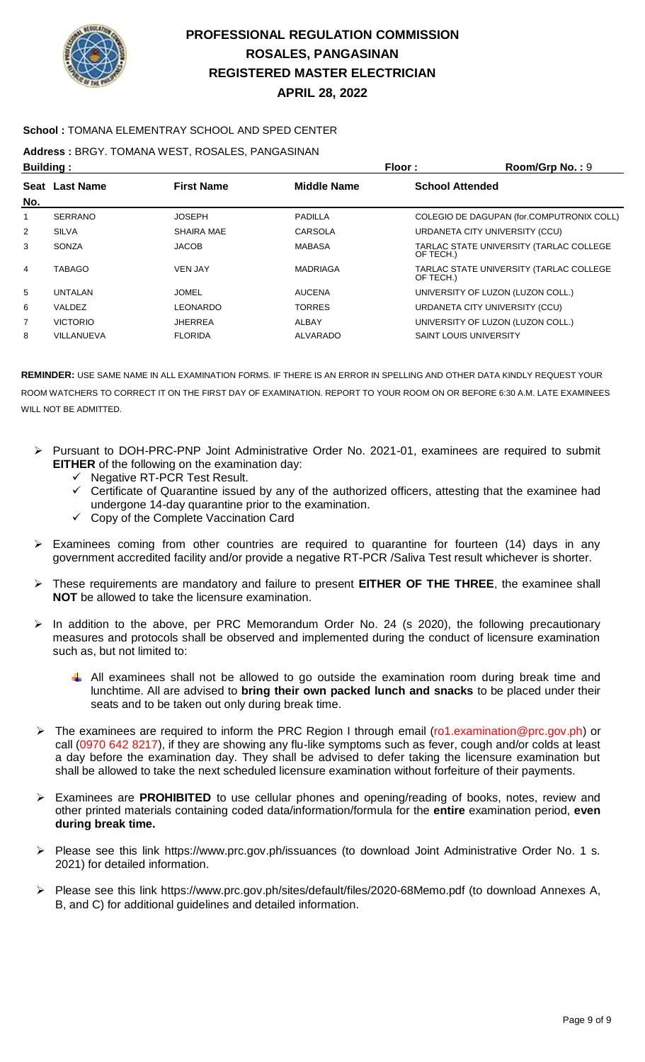# PROFESSIONAL REGULATION COMMISSION
## ROSALES, PANGASINAN
## REGISTERED MASTER ELECTRICIAN
## APRIL 28, 2022

**School :** TOMANA ELEMENTRAY SCHOOL AND SPED CENTER

**Address :** BRGY. TOMANA WEST, ROSALES, PANGASINAN

**Building :** **Floor :** **Room/Grp No. :** 9

| Seat No. | Last Name | First Name | Middle Name | School Attended |
|---|---|---|---|---|
| 1 | SERRANO | JOSEPH | PADILLA | COLEGIO DE DAGUPAN (for.COMPUTRONIX COLL) |
| 2 | SILVA | SHAIRA MAE | CARSOLA | URDANETA CITY UNIVERSITY (CCU) |
| 3 | SONZA | JACOB | MABASA | TARLAC STATE UNIVERSITY (TARLAC COLLEGE OF TECH.) |
| 4 | TABAGO | VEN JAY | MADRIAGA | TARLAC STATE UNIVERSITY (TARLAC COLLEGE OF TECH.) |
| 5 | UNTALAN | JOMEL | AUCENA | UNIVERSITY OF LUZON (LUZON COLL.) |
| 6 | VALDEZ | LEONARDO | TORRES | URDANETA CITY UNIVERSITY (CCU) |
| 7 | VICTORIO | JHERREA | ALBAY | UNIVERSITY OF LUZON (LUZON COLL.) |
| 8 | VILLANUEVA | FLORIDA | ALVARADO | SAINT LOUIS UNIVERSITY |

**REMINDER:** USE SAME NAME IN ALL EXAMINATION FORMS. IF THERE IS AN ERROR IN SPELLING AND OTHER DATA KINDLY REQUEST YOUR ROOM WATCHERS TO CORRECT IT ON THE FIRST DAY OF EXAMINATION. REPORT TO YOUR ROOM ON OR BEFORE 6:30 A.M. LATE EXAMINEES WILL NOT BE ADMITTED.

- Pursuant to DOH-PRC-PNP Joint Administrative Order No. 2021-01, examinees are required to submit **EITHER** of the following on the examination day:
  - ✓ Negative RT-PCR Test Result.
  - ✓ Certificate of Quarantine issued by any of the authorized officers, attesting that the examinee had undergone 14-day quarantine prior to the examination.
  - ✓ Copy of the Complete Vaccination Card
- Examinees coming from other countries are required to quarantine for fourteen (14) days in any government accredited facility and/or provide a negative RT-PCR /Saliva Test result whichever is shorter.
- These requirements are mandatory and failure to present **EITHER OF THE THREE**, the examinee shall **NOT** be allowed to take the licensure examination.
- In addition to the above, per PRC Memorandum Order No. 24 (s 2020), the following precautionary measures and protocols shall be observed and implemented during the conduct of licensure examination such as, but not limited to:
  - All examinees shall not be allowed to go outside the examination room during break time and lunchtime. All are advised to **bring their own packed lunch and snacks** to be placed under their seats and to be taken out only during break time.
- The examinees are required to inform the PRC Region I through email (ro1.examination@prc.gov.ph) or call (0970 642 8217), if they are showing any flu-like symptoms such as fever, cough and/or colds at least a day before the examination day. They shall be advised to defer taking the licensure examination but shall be allowed to take the next scheduled licensure examination without forfeiture of their payments.
- Examinees are **PROHIBITED** to use cellular phones and opening/reading of books, notes, review and other printed materials containing coded data/information/formula for the **entire** examination period, **even during break time.**
- Please see this link https://www.prc.gov.ph/issuances (to download Joint Administrative Order No. 1 s. 2021) for detailed information.
- Please see this link https://www.prc.gov.ph/sites/default/files/2020-68Memo.pdf (to download Annexes A, B, and C) for additional guidelines and detailed information.